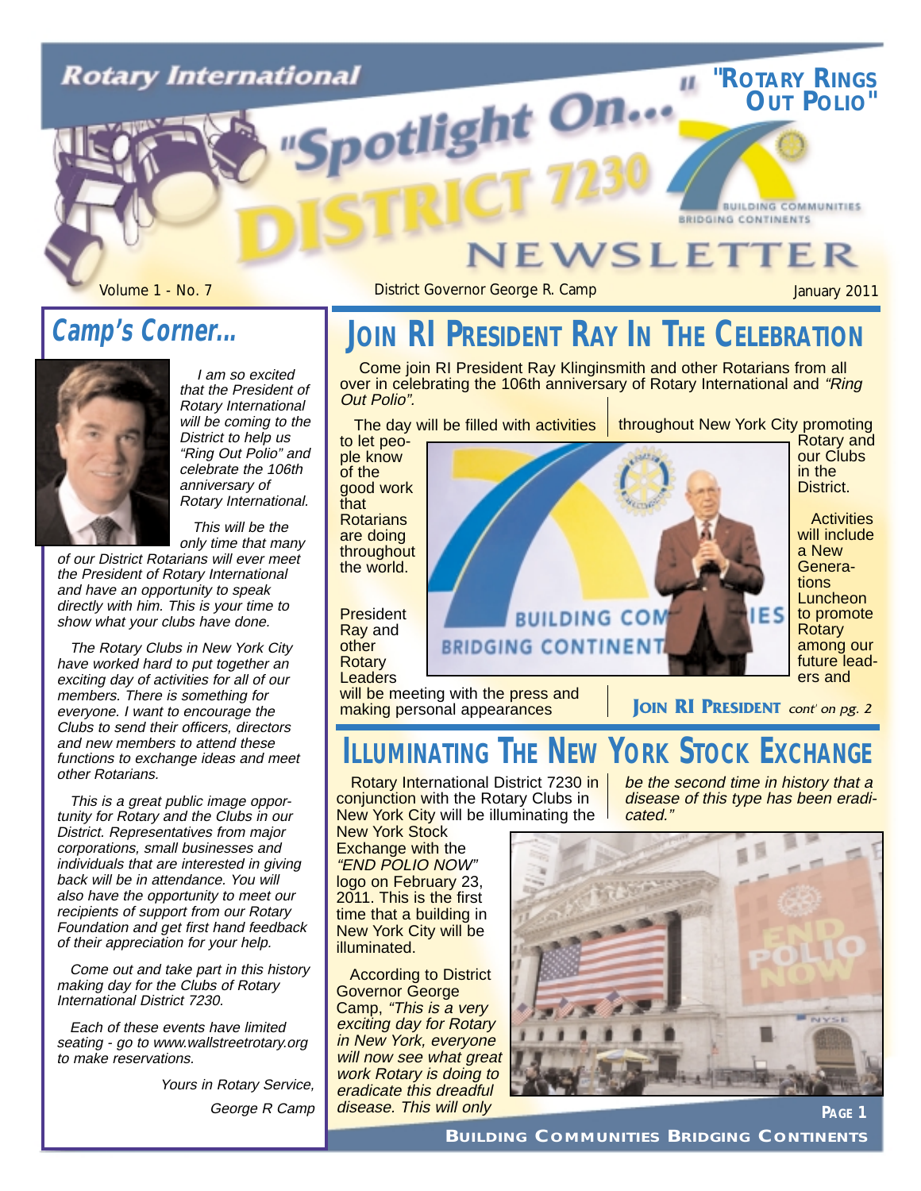# Rotary International "Spotlight On... DISTRICT 7230 NEWSLETTER

"ROTARY RINGS OUT POLIO"

BUILDING COMMUNITIES BRIDGING CONTINENTS

Volume 1 - No. 7 | District Governor George R. Camp | January 2011

## Camp's Corner...

*I am so excited that the President of Rotary International will be coming to the District to help us "Ring Out Polio" and celebrate the 106th anniversary of Rotary International.*

*This will be the only time that many of our District Rotarians will ever meet the President of Rotary International and have an opportunity to speak directly with him. This is your time to show what your clubs have done.*

*The Rotary Clubs in New York City have worked hard to put together an exciting day of activities for all of our members. There is something for everyone. I want to encourage the Clubs to send their officers, directors and new members to attend these functions to exchange ideas and meet other Rotarians.*

*This is a great public image opportunity for Rotary and the Clubs in our District. Representatives from major corporations, small businesses and individuals that are interested in giving back will be in attendance. You will also have the opportunity to meet our recipients of support from our Rotary Foundation and get first hand feedback of their appreciation for your help.*

*Come out and take part in this history making day for the Clubs of Rotary International District 7230.*

*Each of these events have limited seating - go to www.wallstreetrotary.org to make reservations.*

*Yours in Rotary Service,*

*George R Camp*

## JOIN RI PRESIDENT RAY IN THE CELEBRATION

Come join RI President Ray Klinginsmith and other Rotarians from all over in celebrating the 106th anniversary of Rotary International and *"Ring Out Polio"*.

The day will be filled with activities throughout New York City promoting Rotary and our Clubs in the District.

to let people know of the good work that Rotarians are doing throughout the world.

President Ray and other Rotary Leaders will be meeting with the press and making personal appearances

Activities will include a New Generations Luncheon to promote Rotary among our future leaders and

**JOIN RI PRESIDENT** *cont' on pg. 2*

## ILLUMINATING THE NEW YORK STOCK EXCHANGE

Rotary International District 7230 in conjunction with the Rotary Clubs in New York City will be illuminating the New York Stock Exchange with the *"END POLIO NOW"* logo on February 23, 2011. This is the first time that a building in New York City will be illuminated.

According to District Governor George Camp, *"This is a very exciting day for Rotary in New York, everyone will now see what great work Rotary is doing to eradicate this dreadful disease. This will only be the second time in history that a disease of this type has been eradicated."*

**BUILDING COMMUNITIES BRIDGING CONTINENTS**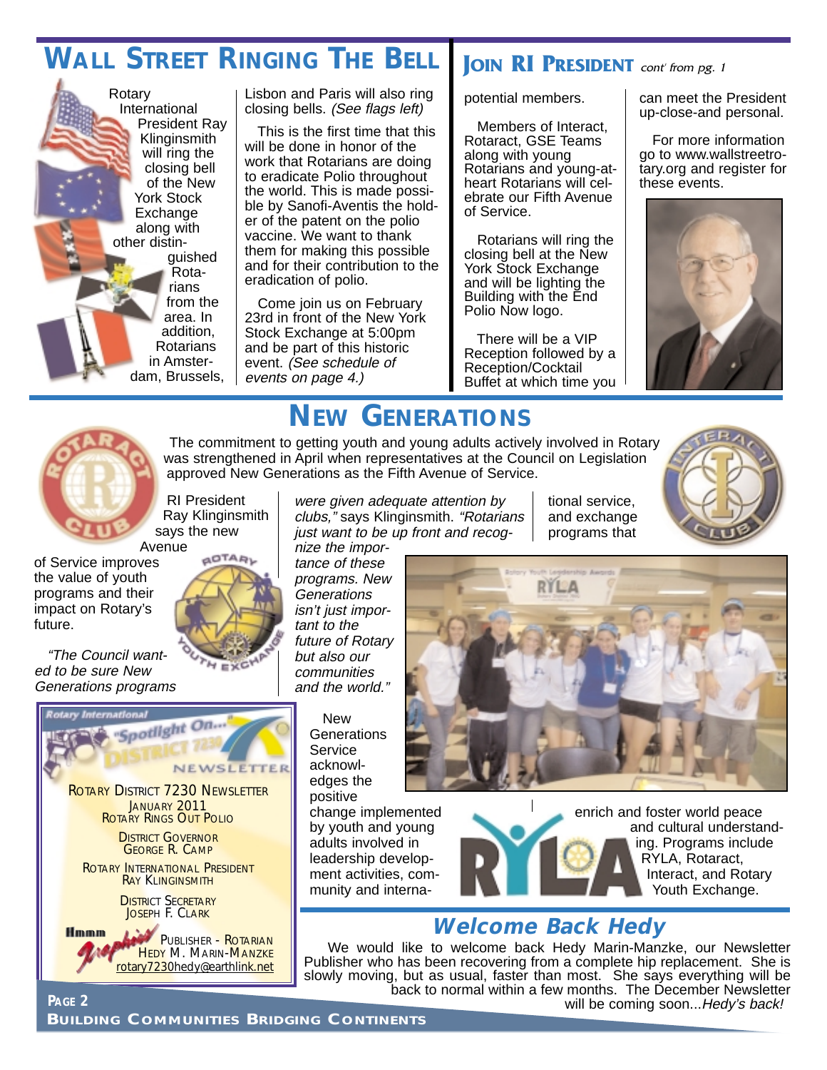# Wall Street Ringing The Bell

Rotary International President Ray Klinginsmith will ring the closing bell of the New York Stock Exchange along with other distinguished Rotarians from the area. In addition, Rotarians in Amsterdam, Brussels, Lisbon and Paris will also ring closing bells. *(See flags left)*

This is the first time that this will be done in honor of the work that Rotarians are doing to eradicate Polio throughout the world. This is made possible by Sanofi-Aventis the holder of the patent on the polio vaccine. We want to thank them for making this possible and for their contribution to the eradication of polio.

Come join us on February 23rd in front of the New York Stock Exchange at 5:00pm and be part of this historic event. *(See schedule of events on page 4.)*

# Join RI President *cont' from pg. 1*

potential members.

Members of Interact, Rotaract, GSE Teams along with young Rotarians and young-at-heart Rotarians will celebrate our Fifth Avenue of Service.

Rotarians will ring the closing bell at the New York Stock Exchange and will be lighting the Building with the End Polio Now logo.

There will be a VIP Reception followed by a Reception/Cocktail Buffet at which time you can meet the President up-close-and personal.

For more information go to www.wallstreetrotary.org and register for these events.

# New Generations

The commitment to getting youth and young adults actively involved in Rotary was strengthened in April when representatives at the Council on Legislation approved New Generations as the Fifth Avenue of Service.

RI President Ray Klinginsmith says the new Avenue of Service improves the value of youth programs and their impact on Rotary's future.

*"The Council wanted to be sure New Generations programs were given adequate attention by clubs,"* says Klinginsmith. *"Rotarians just want to be up front and recognize the importance of these programs. New Generations isn't just important to the future of Rotary but also our communities and the world."*

New Generations Service acknowledges the positive change implemented by youth and young adults involved in leadership development activities, community and international service, and exchange programs that enrich and foster world peace and cultural understanding. Programs include RYLA, Rotaract, Interact, and Rotary Youth Exchange.

Rotary International "Spotlight On... District 7230" Newsletter

ROTARY DISTRICT 7230 NEWSLETTER
JANUARY 2011
ROTARY RINGS OUT POLIO

DISTRICT GOVERNOR
GEORGE R. CAMP

ROTARY INTERNATIONAL PRESIDENT
RAY KLINGINSMITH

DISTRICT SECRETARY
JOSEPH F. CLARK

Hmmm Graphics
PUBLISHER - ROTARIAN
HEDY M. MARIN-MANZKE
rotary7230hedy@earthlink.net

## *Welcome Back Hedy*

We would like to welcome back Hedy Marin-Manzke, our Newsletter Publisher who has been recovering from a complete hip replacement. She is slowly moving, but as usual, faster than most. She says everything will be back to normal within a few months. The December Newsletter will be coming soon...*Hedy's back!*

BUILDING COMMUNITIES BRIDGING CONTINENTS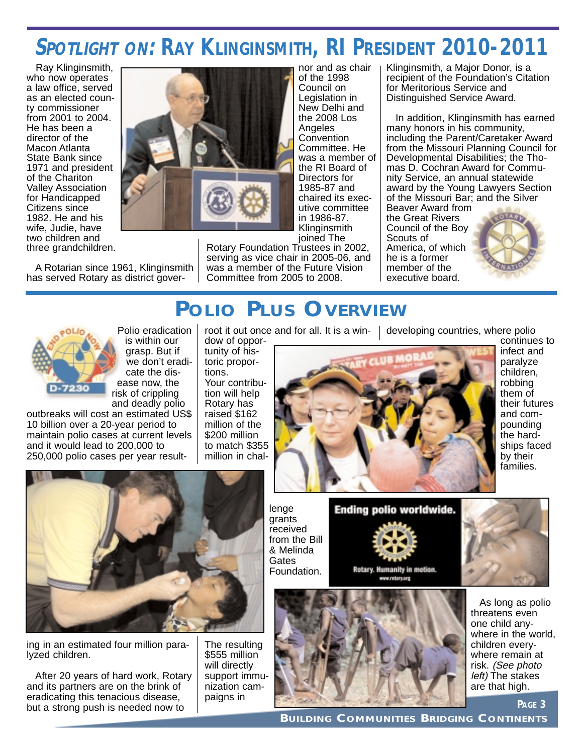# SPOTLIGHT ON: RAY KLINGINSMITH, RI PRESIDENT 2010-2011

Ray Klinginsmith, who now operates a law office, served as an elected county commissioner from 2001 to 2004. He has been a director of the Macon Atlanta State Bank since 1971 and president of the Chariton Valley Association for Handicapped Citizens since 1982. He and his wife, Judie, have two children and three grandchildren.

A Rotarian since 1961, Klinginsmith has served Rotary as district governor and as chair of the 1998 Council on Legislation in New Delhi and the 2008 Los Angeles Convention Committee. He was a member of the RI Board of Directors for 1985-87 and chaired its executive committee in 1986-87. Klinginsmith joined The Rotary Foundation Trustees in 2002, serving as vice chair in 2005-06, and was a member of the Future Vision Committee from 2005 to 2008.

Klinginsmith, a Major Donor, is a recipient of the Foundation's Citation for Meritorious Service and Distinguished Service Award.

In addition, Klinginsmith has earned many honors in his community, including the Parent/Caretaker Award from the Missouri Planning Council for Developmental Disabilities; the Thomas D. Cochran Award for Community Service, an annual statewide award by the Young Lawyers Section of the Missouri Bar; and the Silver Beaver Award from the Great Rivers Council of the Boy Scouts of America, of which he is a former member of the executive board.

# POLIO PLUS OVERVIEW

Polio eradication is within our grasp. But if we don't eradicate the disease now, the risk of crippling and deadly polio outbreaks will cost an estimated US$ 10 billion over a 20-year period to maintain polio cases at current levels and it would lead to 200,000 to 250,000 polio cases per year resulting in an estimated four million paralyzed children.

After 20 years of hard work, Rotary and its partners are on the brink of eradicating this tenacious disease, but a strong push is needed now to root it out once and for all. It is a window of opportunity of historic proportions. Your contribution will help Rotary has raised $162 million of the $200 million to match $355 million in challenge grants received from the Bill & Melinda Gates Foundation.

The resulting $555 million will directly support immunization campaigns in developing countries, where polio continues to infect and paralyze children, robbing them of their futures and compounding the hardships faced by their families.

As long as polio threatens even one child anywhere in the world, children everywhere remain at risk. *(See photo left)* The stakes are that high.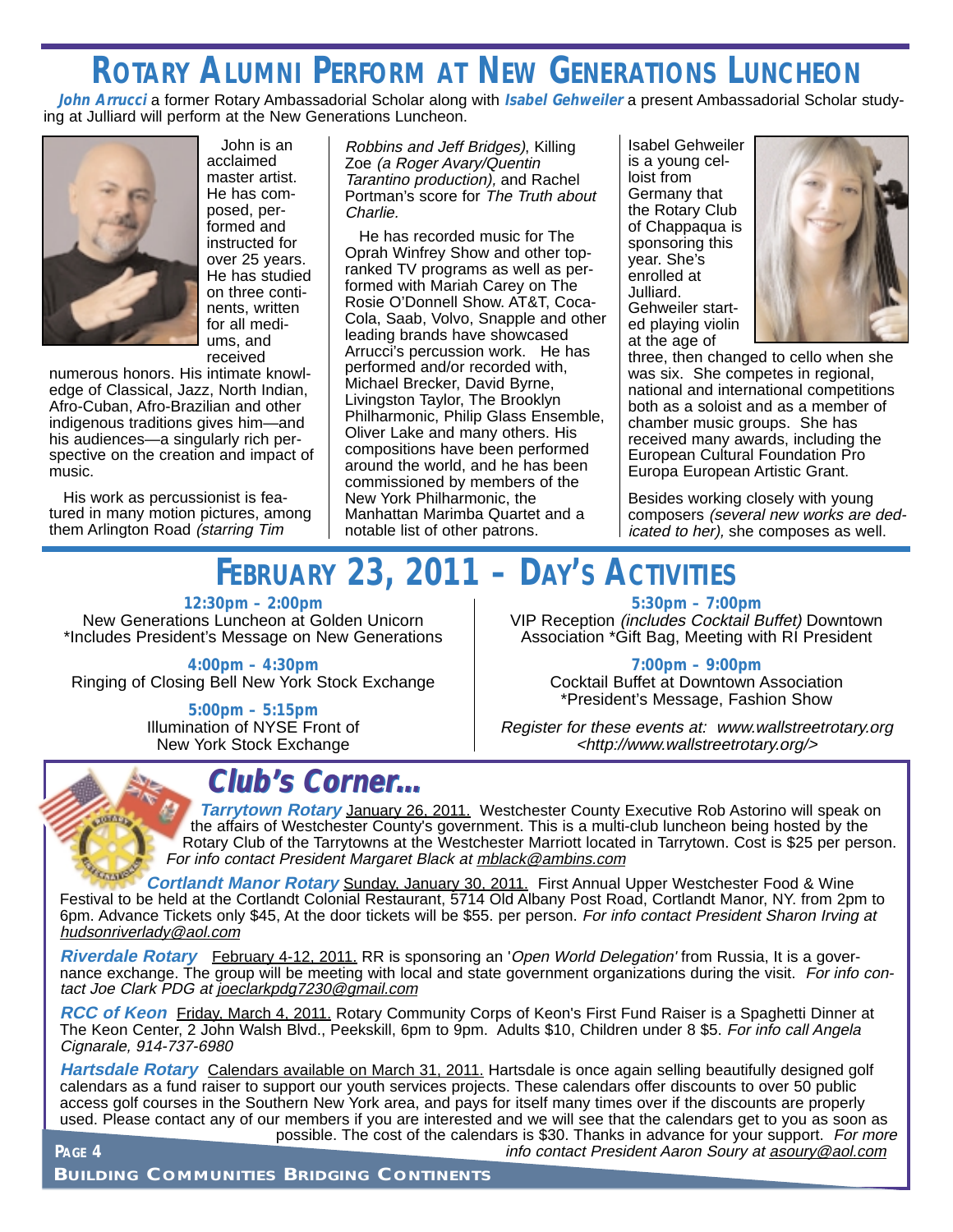# ROTARY ALUMNI PERFORM AT NEW GENERATIONS LUNCHEON

***John Arrucci*** a former Rotary Ambassadorial Scholar along with ***Isabel Gehweiler*** a present Ambassadorial Scholar studying at Julliard will perform at the New Generations Luncheon.

John is an acclaimed master artist. He has composed, performed and instructed for over 25 years. He has studied on three continents, written for all mediums, and received numerous honors. His intimate knowledge of Classical, Jazz, North Indian, Afro-Cuban, Afro-Brazilian and other indigenous traditions gives him—and his audiences—a singularly rich perspective on the creation and impact of music.

His work as percussionist is featured in many motion pictures, among them Arlington Road *(starring Tim Robbins and Jeff Bridges)*, Killing Zoe *(a Roger Avary/Quentin Tarantino production)*, and Rachel Portman's score for *The Truth about Charlie.*

He has recorded music for The Oprah Winfrey Show and other top-ranked TV programs as well as performed with Mariah Carey on The Rosie O'Donnell Show. AT&T, Coca-Cola, Saab, Volvo, Snapple and other leading brands have showcased Arrucci's percussion work. He has performed and/or recorded with, Michael Brecker, David Byrne, Livingston Taylor, The Brooklyn Philharmonic, Philip Glass Ensemble, Oliver Lake and many others. His compositions have been performed around the world, and he has been commissioned by members of the New York Philharmonic, the Manhattan Marimba Quartet and a notable list of other patrons.

Isabel Gehweiler is a young cellist from Germany that the Rotary Club of Chappaqua is sponsoring this year. She's enrolled at Julliard. Gehweiler started playing violin at the age of three, then changed to cello when she was six. She competes in regional, national and international competitions both as a soloist and as a member of chamber music groups. She has received many awards, including the European Cultural Foundation Pro Europa European Artistic Grant.

Besides working closely with young composers *(several new works are dedicated to her),* she composes as well.

# FEBRUARY 23, 2011 – DAY'S ACTIVITIES

**12:30pm – 2:00pm**
New Generations Luncheon at Golden Unicorn
*Includes President's Message on New Generations

**4:00pm – 4:30pm**
Ringing of Closing Bell New York Stock Exchange

**5:00pm – 5:15pm**
Illumination of NYSE Front of New York Stock Exchange

**5:30pm – 7:00pm**
VIP Reception *(includes Cocktail Buffet)* Downtown Association *Gift Bag, Meeting with RI President

**7:00pm – 9:00pm**
Cocktail Buffet at Downtown Association
*President's Message, Fashion Show

*Register for these events at: www.wallstreetrotary.org <http://www.wallstreetrotary.org/>*

## Club's Corner...

***Tarrytown Rotary*** January 26, 2011. Westchester County Executive Rob Astorino will speak on the affairs of Westchester County's government. This is a multi-club luncheon being hosted by the Rotary Club of the Tarrytowns at the Westchester Marriott located in Tarrytown. Cost is $25 per person. *For info contact President Margaret Black at mblack@ambins.com*

***Cortlandt Manor Rotary*** Sunday, January 30, 2011. First Annual Upper Westchester Food & Wine Festival to be held at the Cortlandt Colonial Restaurant, 5714 Old Albany Post Road, Cortlandt Manor, NY. from 2pm to 6pm. Advance Tickets only $45, At the door tickets will be $55. per person. *For info contact President Sharon Irving at hudsonriverlady@aol.com*

***Riverdale Rotary*** February 4-12, 2011. RR is sponsoring an '*Open World Delegation'* from Russia, It is a governance exchange. The group will be meeting with local and state government organizations during the visit. *For info contact Joe Clark PDG at joeclarkpdg7230@gmail.com*

***RCC of Keon*** Friday, March 4, 2011. Rotary Community Corps of Keon's First Fund Raiser is a Spaghetti Dinner at The Keon Center, 2 John Walsh Blvd., Peekskill, 6pm to 9pm. Adults $10, Children under 8 $5. *For info call Angela Cignarale, 914-737-6980*

***Hartsdale Rotary*** Calendars available on March 31, 2011. Hartsdale is once again selling beautifully designed golf calendars as a fund raiser to support our youth services projects. These calendars offer discounts to over 50 public access golf courses in the Southern New York area, and pays for itself many times over if the discounts are properly used. Please contact any of our members if you are interested and we will see that the calendars get to you as soon as possible. The cost of the calendars is $30. Thanks in advance for your support. *For more info contact President Aaron Soury at asoury@aol.com*